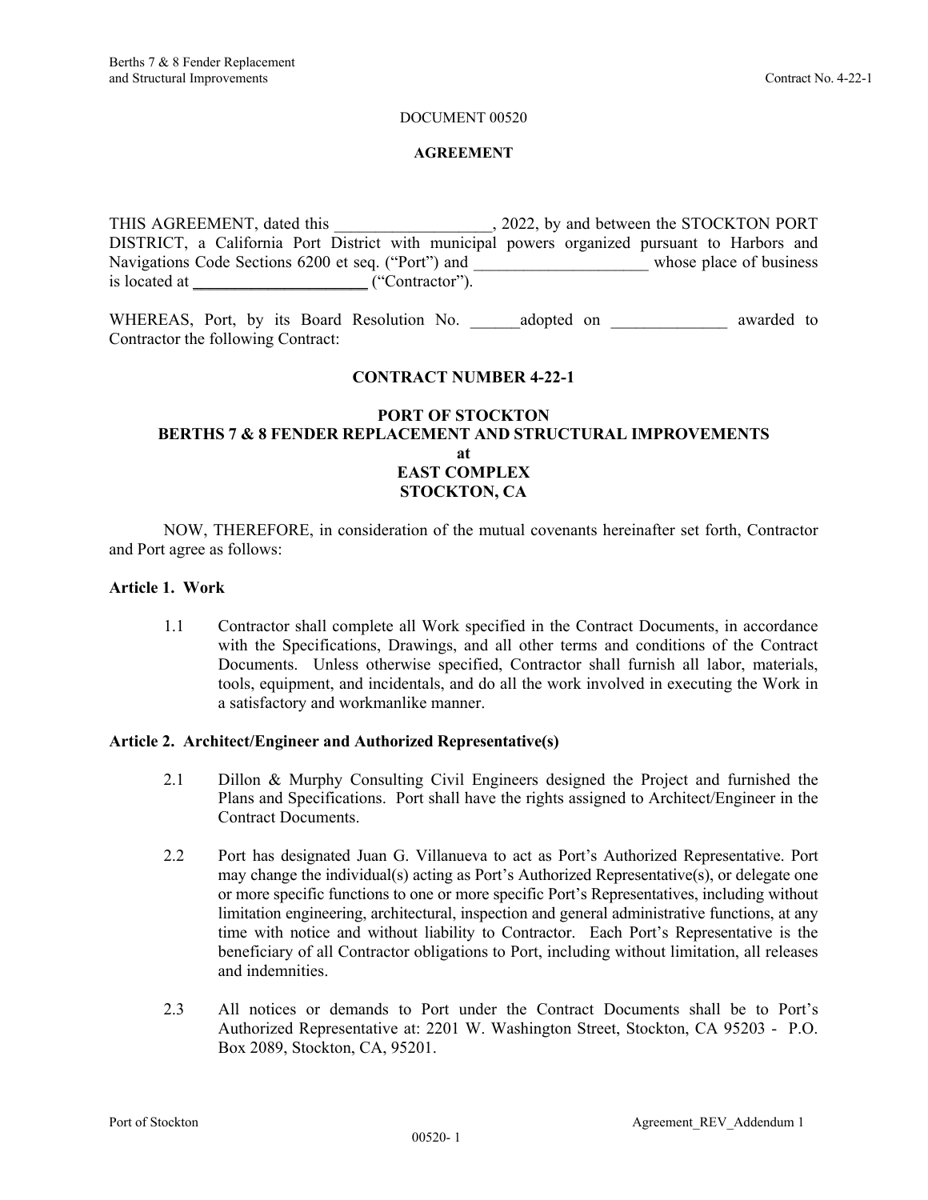DOCUMENT 00520

**AGREEMENT**

THIS AGREEMENT, dated this ___________________, 2022, by and between the STOCKTON PORT DISTRICT, a California Port District with municipal powers organized pursuant to Harbors and Navigations Code Sections 6200 et seq. ("Port") and _____________________ whose place of business is located at **_____________________** ("Contractor").

WHEREAS, Port, by its Board Resolution No. ______adopted on ______________ awarded to Contractor the following Contract:

**CONTRACT NUMBER 4-22-1**

**PORT OF STOCKTON**
**BERTHS 7 & 8 FENDER REPLACEMENT AND STRUCTURAL IMPROVEMENTS**
**at**
**EAST COMPLEX**
**STOCKTON, CA**

NOW, THEREFORE, in consideration of the mutual covenants hereinafter set forth, Contractor and Port agree as follows:

**Article 1. Work**

1.1 Contractor shall complete all Work specified in the Contract Documents, in accordance with the Specifications, Drawings, and all other terms and conditions of the Contract Documents. Unless otherwise specified, Contractor shall furnish all labor, materials, tools, equipment, and incidentals, and do all the work involved in executing the Work in a satisfactory and workmanlike manner.

**Article 2. Architect/Engineer and Authorized Representative(s)**

2.1 Dillon & Murphy Consulting Civil Engineers designed the Project and furnished the Plans and Specifications. Port shall have the rights assigned to Architect/Engineer in the Contract Documents.

2.2 Port has designated Juan G. Villanueva to act as Port's Authorized Representative. Port may change the individual(s) acting as Port's Authorized Representative(s), or delegate one or more specific functions to one or more specific Port's Representatives, including without limitation engineering, architectural, inspection and general administrative functions, at any time with notice and without liability to Contractor. Each Port's Representative is the beneficiary of all Contractor obligations to Port, including without limitation, all releases and indemnities.

2.3 All notices or demands to Port under the Contract Documents shall be to Port's Authorized Representative at: 2201 W. Washington Street, Stockton, CA 95203 - P.O. Box 2089, Stockton, CA, 95201.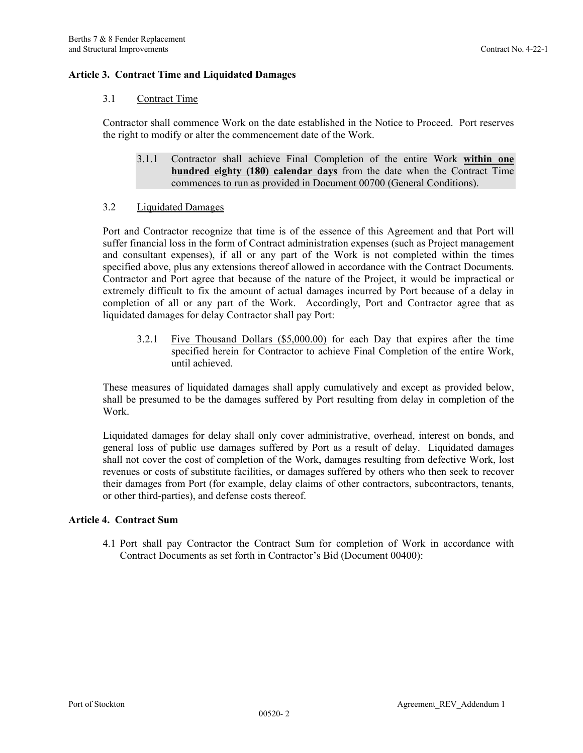## Article 3. Contract Time and Liquidated Damages

### 3.1 Contract Time

Contractor shall commence Work on the date established in the Notice to Proceed. Port reserves the right to modify or alter the commencement date of the Work.

3.1.1 Contractor shall achieve Final Completion of the entire Work **within one hundred eighty (180) calendar days** from the date when the Contract Time commences to run as provided in Document 00700 (General Conditions).

### 3.2 Liquidated Damages

Port and Contractor recognize that time is of the essence of this Agreement and that Port will suffer financial loss in the form of Contract administration expenses (such as Project management and consultant expenses), if all or any part of the Work is not completed within the times specified above, plus any extensions thereof allowed in accordance with the Contract Documents. Contractor and Port agree that because of the nature of the Project, it would be impractical or extremely difficult to fix the amount of actual damages incurred by Port because of a delay in completion of all or any part of the Work. Accordingly, Port and Contractor agree that as liquidated damages for delay Contractor shall pay Port:

3.2.1 Five Thousand Dollars ($5,000.00) for each Day that expires after the time specified herein for Contractor to achieve Final Completion of the entire Work, until achieved.

These measures of liquidated damages shall apply cumulatively and except as provided below, shall be presumed to be the damages suffered by Port resulting from delay in completion of the Work.

Liquidated damages for delay shall only cover administrative, overhead, interest on bonds, and general loss of public use damages suffered by Port as a result of delay. Liquidated damages shall not cover the cost of completion of the Work, damages resulting from defective Work, lost revenues or costs of substitute facilities, or damages suffered by others who then seek to recover their damages from Port (for example, delay claims of other contractors, subcontractors, tenants, or other third-parties), and defense costs thereof.

## Article 4. Contract Sum

4.1 Port shall pay Contractor the Contract Sum for completion of Work in accordance with Contract Documents as set forth in Contractor's Bid (Document 00400):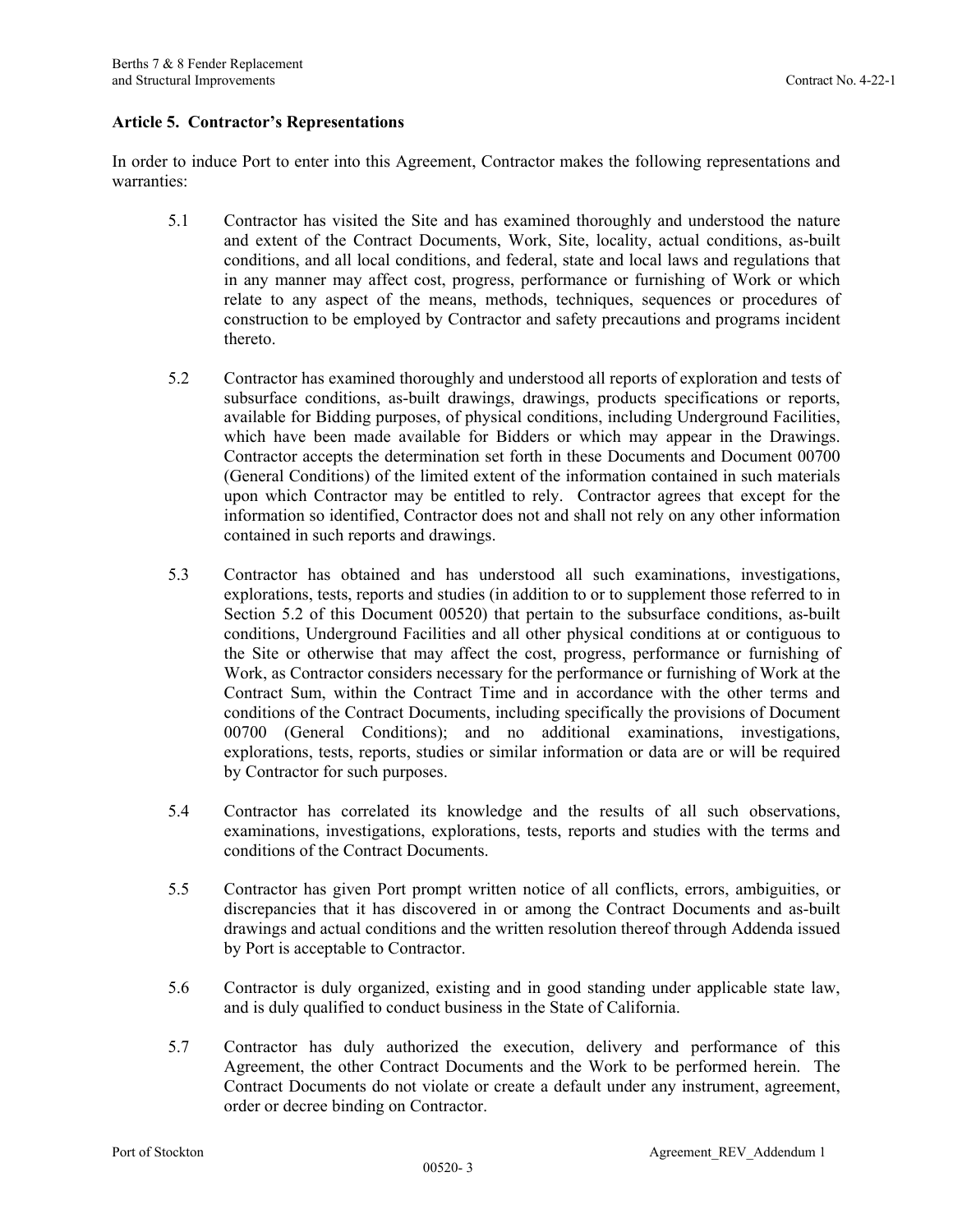## Article 5. Contractor's Representations

In order to induce Port to enter into this Agreement, Contractor makes the following representations and warranties:

5.1 Contractor has visited the Site and has examined thoroughly and understood the nature and extent of the Contract Documents, Work, Site, locality, actual conditions, as-built conditions, and all local conditions, and federal, state and local laws and regulations that in any manner may affect cost, progress, performance or furnishing of Work or which relate to any aspect of the means, methods, techniques, sequences or procedures of construction to be employed by Contractor and safety precautions and programs incident thereto.

5.2 Contractor has examined thoroughly and understood all reports of exploration and tests of subsurface conditions, as-built drawings, drawings, products specifications or reports, available for Bidding purposes, of physical conditions, including Underground Facilities, which have been made available for Bidders or which may appear in the Drawings. Contractor accepts the determination set forth in these Documents and Document 00700 (General Conditions) of the limited extent of the information contained in such materials upon which Contractor may be entitled to rely. Contractor agrees that except for the information so identified, Contractor does not and shall not rely on any other information contained in such reports and drawings.

5.3 Contractor has obtained and has understood all such examinations, investigations, explorations, tests, reports and studies (in addition to or to supplement those referred to in Section 5.2 of this Document 00520) that pertain to the subsurface conditions, as-built conditions, Underground Facilities and all other physical conditions at or contiguous to the Site or otherwise that may affect the cost, progress, performance or furnishing of Work, as Contractor considers necessary for the performance or furnishing of Work at the Contract Sum, within the Contract Time and in accordance with the other terms and conditions of the Contract Documents, including specifically the provisions of Document 00700 (General Conditions); and no additional examinations, investigations, explorations, tests, reports, studies or similar information or data are or will be required by Contractor for such purposes.

5.4 Contractor has correlated its knowledge and the results of all such observations, examinations, investigations, explorations, tests, reports and studies with the terms and conditions of the Contract Documents.

5.5 Contractor has given Port prompt written notice of all conflicts, errors, ambiguities, or discrepancies that it has discovered in or among the Contract Documents and as-built drawings and actual conditions and the written resolution thereof through Addenda issued by Port is acceptable to Contractor.

5.6 Contractor is duly organized, existing and in good standing under applicable state law, and is duly qualified to conduct business in the State of California.

5.7 Contractor has duly authorized the execution, delivery and performance of this Agreement, the other Contract Documents and the Work to be performed herein. The Contract Documents do not violate or create a default under any instrument, agreement, order or decree binding on Contractor.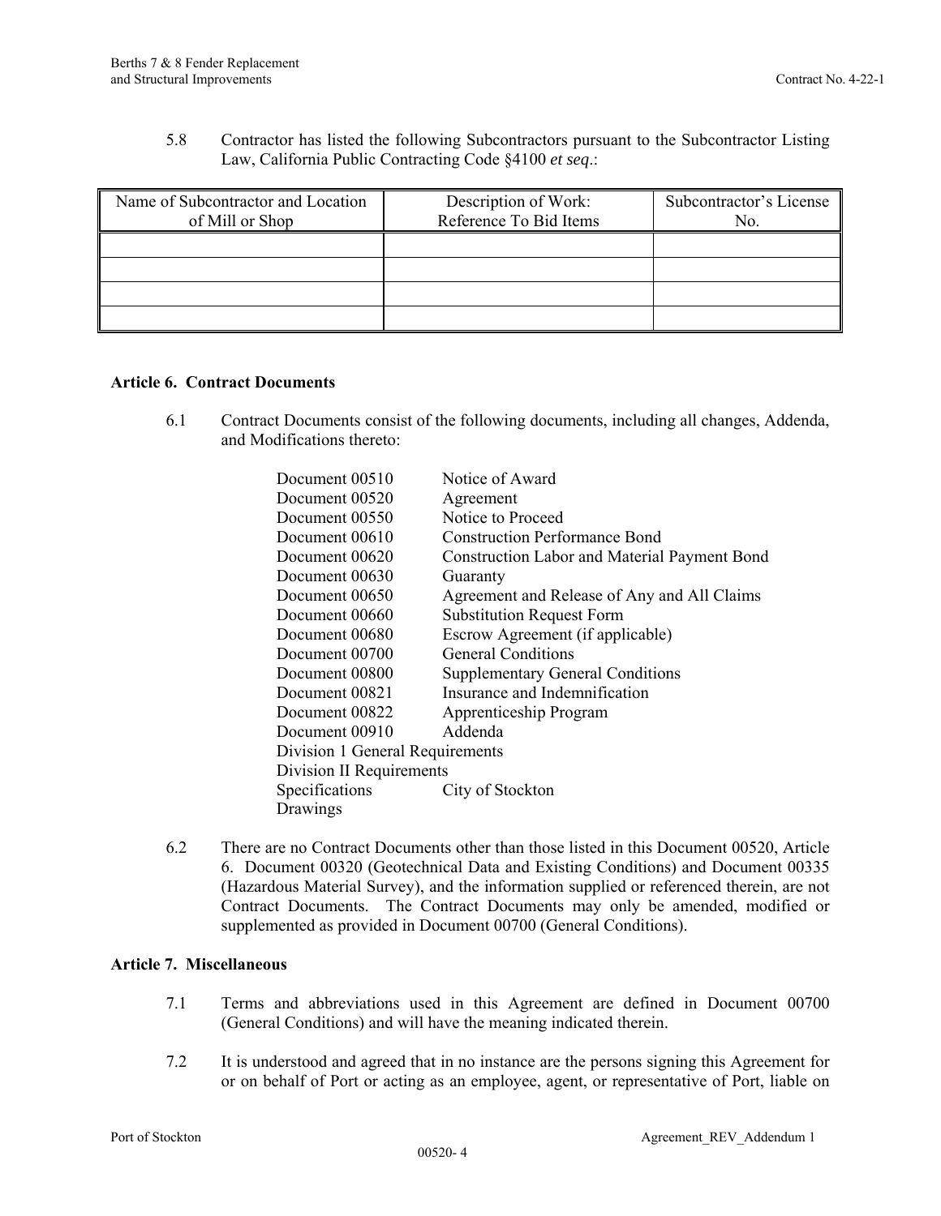5.8 Contractor has listed the following Subcontractors pursuant to the Subcontractor Listing Law, California Public Contracting Code §4100 *et seq*.:

| Name of Subcontractor and Location of Mill or Shop | Description of Work: Reference To Bid Items | Subcontractor's License No. |
|---|---|---|
| | | |
| | | |
| | | |
| | | |

**Article 6. Contract Documents**

6.1 Contract Documents consist of the following documents, including all changes, Addenda, and Modifications thereto:

| | |
|---|---|
| Document 00510 | Notice of Award |
| Document 00520 | Agreement |
| Document 00550 | Notice to Proceed |
| Document 00610 | Construction Performance Bond |
| Document 00620 | Construction Labor and Material Payment Bond |
| Document 00630 | Guaranty |
| Document 00650 | Agreement and Release of Any and All Claims |
| Document 00660 | Substitution Request Form |
| Document 00680 | Escrow Agreement (if applicable) |
| Document 00700 | General Conditions |
| Document 00800 | Supplementary General Conditions |
| Document 00821 | Insurance and Indemnification |
| Document 00822 | Apprenticeship Program |
| Document 00910 | Addenda |
| Division 1 General Requirements | |
| Division II Requirements | |
| Specifications | City of Stockton |
| Drawings | |

6.2 There are no Contract Documents other than those listed in this Document 00520, Article 6. Document 00320 (Geotechnical Data and Existing Conditions) and Document 00335 (Hazardous Material Survey), and the information supplied or referenced therein, are not Contract Documents. The Contract Documents may only be amended, modified or supplemented as provided in Document 00700 (General Conditions).

**Article 7. Miscellaneous**

7.1 Terms and abbreviations used in this Agreement are defined in Document 00700 (General Conditions) and will have the meaning indicated therein.

7.2 It is understood and agreed that in no instance are the persons signing this Agreement for or on behalf of Port or acting as an employee, agent, or representative of Port, liable on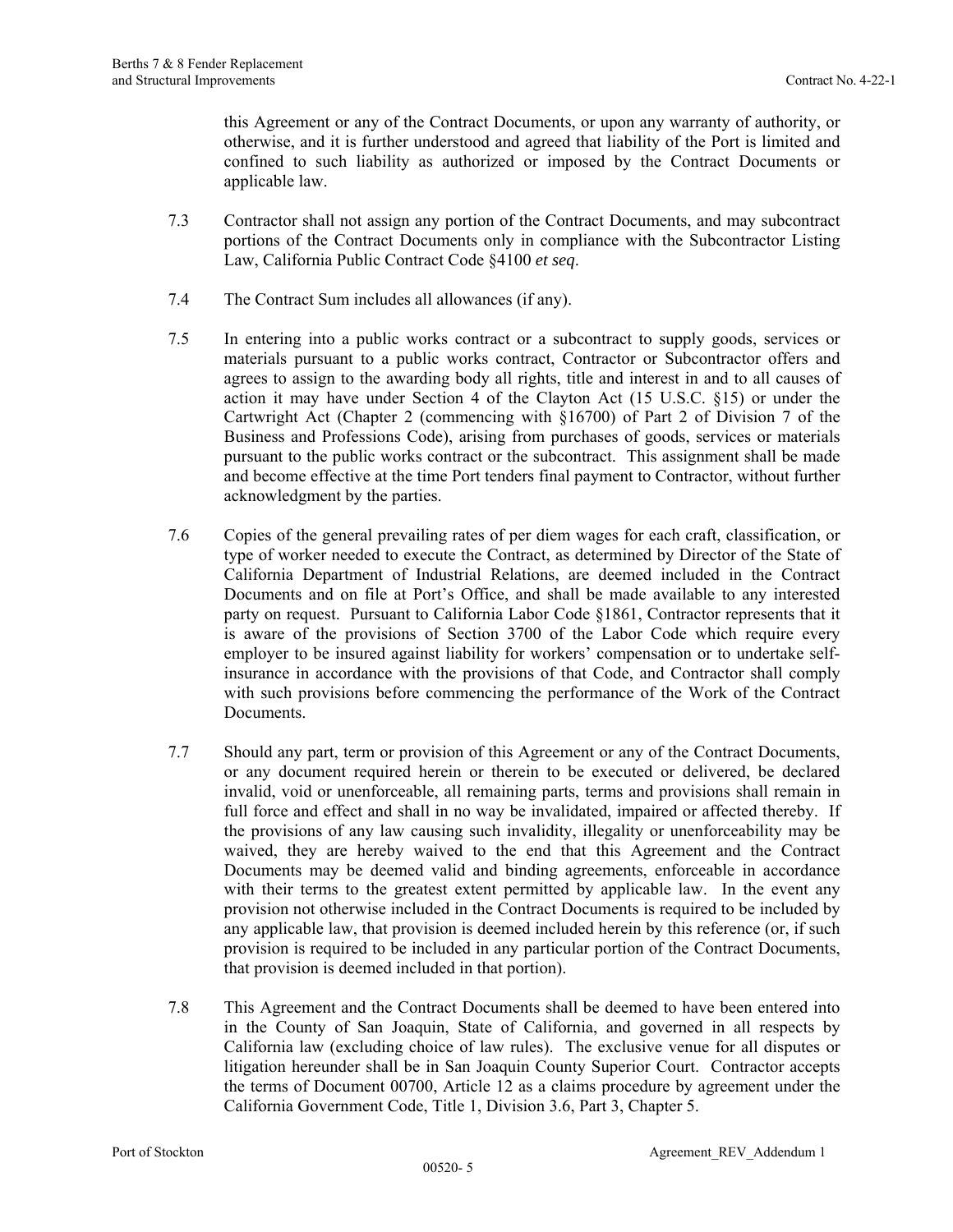this Agreement or any of the Contract Documents, or upon any warranty of authority, or otherwise, and it is further understood and agreed that liability of the Port is limited and confined to such liability as authorized or imposed by the Contract Documents or applicable law.

7.3 Contractor shall not assign any portion of the Contract Documents, and may subcontract portions of the Contract Documents only in compliance with the Subcontractor Listing Law, California Public Contract Code §4100 *et seq*.

7.4 The Contract Sum includes all allowances (if any).

7.5 In entering into a public works contract or a subcontract to supply goods, services or materials pursuant to a public works contract, Contractor or Subcontractor offers and agrees to assign to the awarding body all rights, title and interest in and to all causes of action it may have under Section 4 of the Clayton Act (15 U.S.C. §15) or under the Cartwright Act (Chapter 2 (commencing with §16700) of Part 2 of Division 7 of the Business and Professions Code), arising from purchases of goods, services or materials pursuant to the public works contract or the subcontract. This assignment shall be made and become effective at the time Port tenders final payment to Contractor, without further acknowledgment by the parties.

7.6 Copies of the general prevailing rates of per diem wages for each craft, classification, or type of worker needed to execute the Contract, as determined by Director of the State of California Department of Industrial Relations, are deemed included in the Contract Documents and on file at Port's Office, and shall be made available to any interested party on request. Pursuant to California Labor Code §1861, Contractor represents that it is aware of the provisions of Section 3700 of the Labor Code which require every employer to be insured against liability for workers' compensation or to undertake self-insurance in accordance with the provisions of that Code, and Contractor shall comply with such provisions before commencing the performance of the Work of the Contract Documents.

7.7 Should any part, term or provision of this Agreement or any of the Contract Documents, or any document required herein or therein to be executed or delivered, be declared invalid, void or unenforceable, all remaining parts, terms and provisions shall remain in full force and effect and shall in no way be invalidated, impaired or affected thereby. If the provisions of any law causing such invalidity, illegality or unenforceability may be waived, they are hereby waived to the end that this Agreement and the Contract Documents may be deemed valid and binding agreements, enforceable in accordance with their terms to the greatest extent permitted by applicable law. In the event any provision not otherwise included in the Contract Documents is required to be included by any applicable law, that provision is deemed included herein by this reference (or, if such provision is required to be included in any particular portion of the Contract Documents, that provision is deemed included in that portion).

7.8 This Agreement and the Contract Documents shall be deemed to have been entered into in the County of San Joaquin, State of California, and governed in all respects by California law (excluding choice of law rules). The exclusive venue for all disputes or litigation hereunder shall be in San Joaquin County Superior Court. Contractor accepts the terms of Document 00700, Article 12 as a claims procedure by agreement under the California Government Code, Title 1, Division 3.6, Part 3, Chapter 5.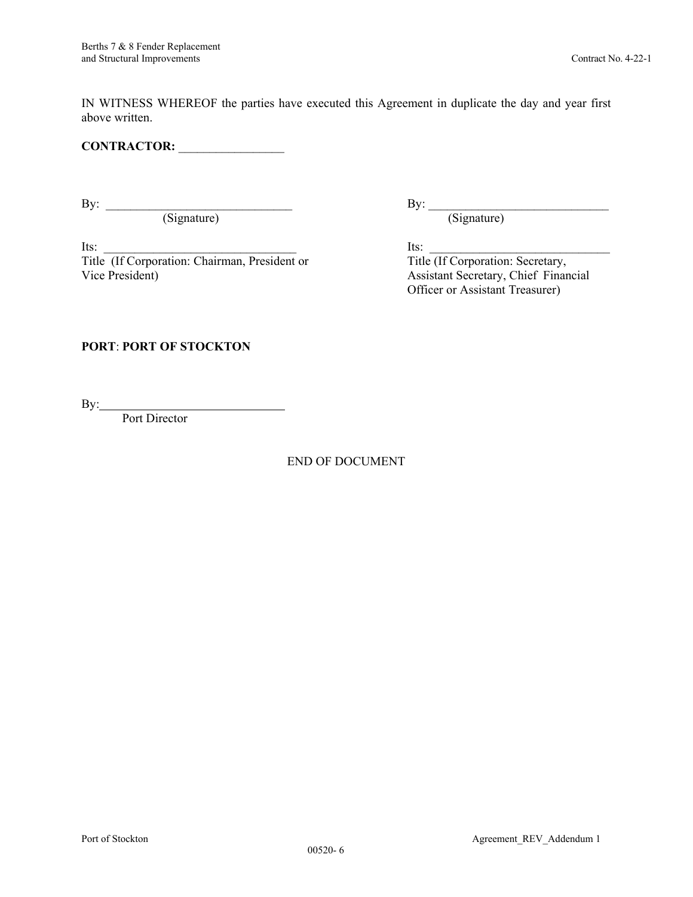IN WITNESS WHEREOF the parties have executed this Agreement in duplicate the day and year first above written.

**CONTRACTOR:** _________________

By: _______________________________
(Signature)

Its: ________________________________
Title (If Corporation: Chairman, President or Vice President)

By: ______________________________
(Signature)

Its: ______________________________
Title (If Corporation: Secretary, Assistant Secretary, Chief Financial Officer or Assistant Treasurer)

**PORT**: **PORT OF STOCKTON**

By:______________________________
Port Director

END OF DOCUMENT